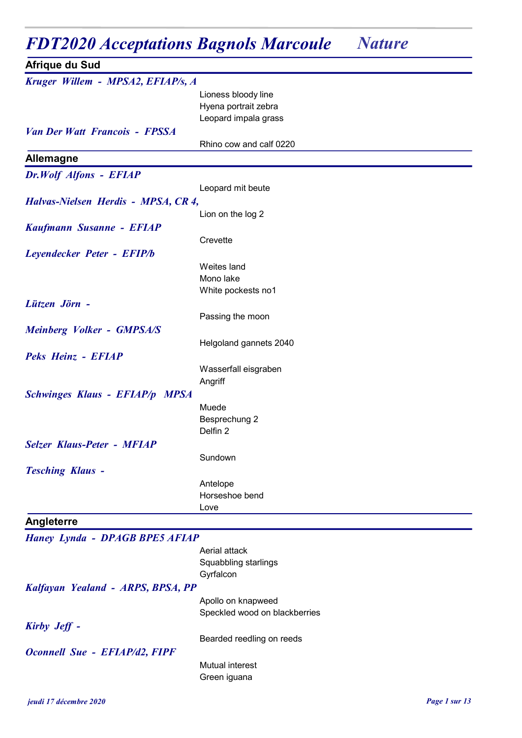# *FDT2020 Acceptations Bagnols Marcoule* *Nature*

## Afrique du Sud

***Kruger Willem - MPSA2, EFIAP/s, A***

- Lioness bloody line
- Hyena portrait zebra
- Leopard impala grass

***Van Der Watt Francois - FPSSA***

- Rhino cow and calf 0220

## Allemagne

***Dr.Wolf Alfons - EFIAP***

- Leopard mit beute

***Halvas-Nielsen Herdis - MPSA, CR 4,***

- Lion on the log 2

***Kaufmann Susanne - EFIAP***

- Crevette

***Leyendecker Peter - EFIP/b***

- Weites land
- Mono lake
- White pockests no1

***Lützen Jörn -***

- Passing the moon

***Meinberg Volker - GMPSA/S***

- Helgoland gannets 2040

***Peks Heinz - EFIAP***

- Wasserfall eisgraben
- Angriff

***Schwinges Klaus - EFIAP/p MPSA***

- Muede
- Besprechung 2
- Delfin 2

***Selzer Klaus-Peter - MFIAP***

- Sundown

***Tesching Klaus -***

- Antelope
- Horseshoe bend
- Love

## Angleterre

***Haney Lynda - DPAGB BPE5 AFIAP***

- Aerial attack
- Squabbling starlings
- Gyrfalcon

***Kalfayan Yealand - ARPS, BPSA, PP***

- Apollo on knapweed
- Speckled wood on blackberries

***Kirby Jeff -***

- Bearded reedling on reeds

***Oconnell Sue - EFIAP/d2, FIPF***

- Mutual interest
- Green iguana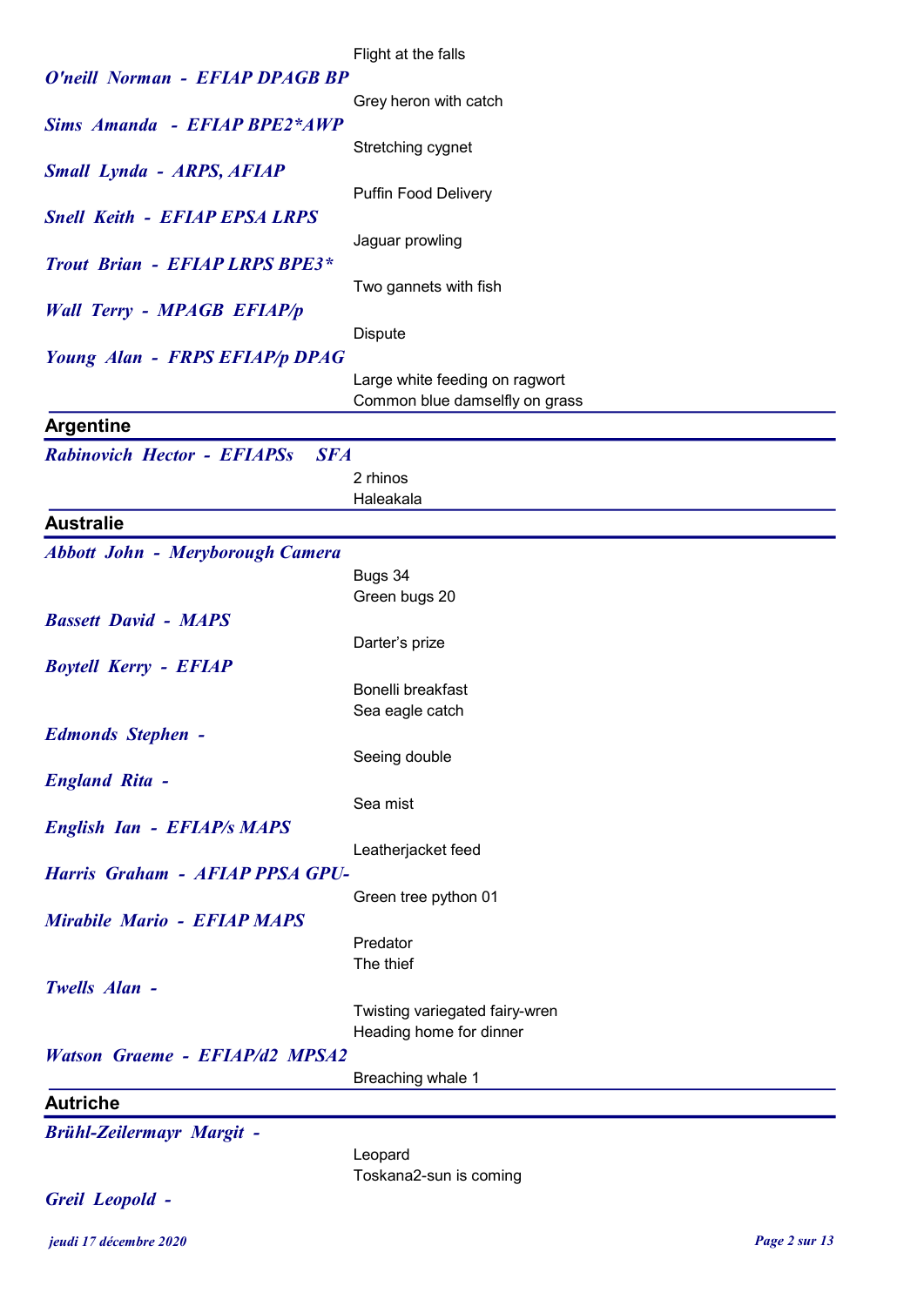Flight at the falls

***O'neill Norman - EFIAP DPAGB BP***

Grey heron with catch

***Sims Amanda - EFIAP BPE2*AWP***

Stretching cygnet

***Small Lynda - ARPS, AFIAP***

Puffin Food Delivery

***Snell Keith - EFIAP EPSA LRPS***

Jaguar prowling

***Trout Brian - EFIAP LRPS BPE3****

Two gannets with fish

***Wall Terry - MPAGB EFIAP/p***

Dispute

***Young Alan - FRPS EFIAP/p DPAG***

Large white feeding on ragwort
Common blue damselfly on grass

## Argentine

***Rabinovich Hector - EFIAPSs SFA***

2 rhinos
Haleakala

## Australie

***Abbott John - Meryborough Camera***

Bugs 34
Green bugs 20

***Bassett David - MAPS***

Darter's prize

***Boytell Kerry - EFIAP***

Bonelli breakfast
Sea eagle catch

***Edmonds Stephen -***

Seeing double

***England Rita -***

Sea mist

***English Ian - EFIAP/s MAPS***

Leatherjacket feed

***Harris Graham - AFIAP PPSA GPU-***

Green tree python 01

***Mirabile Mario - EFIAP MAPS***

Predator
The thief

***Twells Alan -***

Twisting variegated fairy-wren
Heading home for dinner

***Watson Graeme - EFIAP/d2 MPSA2***

Breaching whale 1

## Autriche

***Brühl-Zeilermayr Margit -***

Leopard
Toskana2-sun is coming

***Greil Leopold -***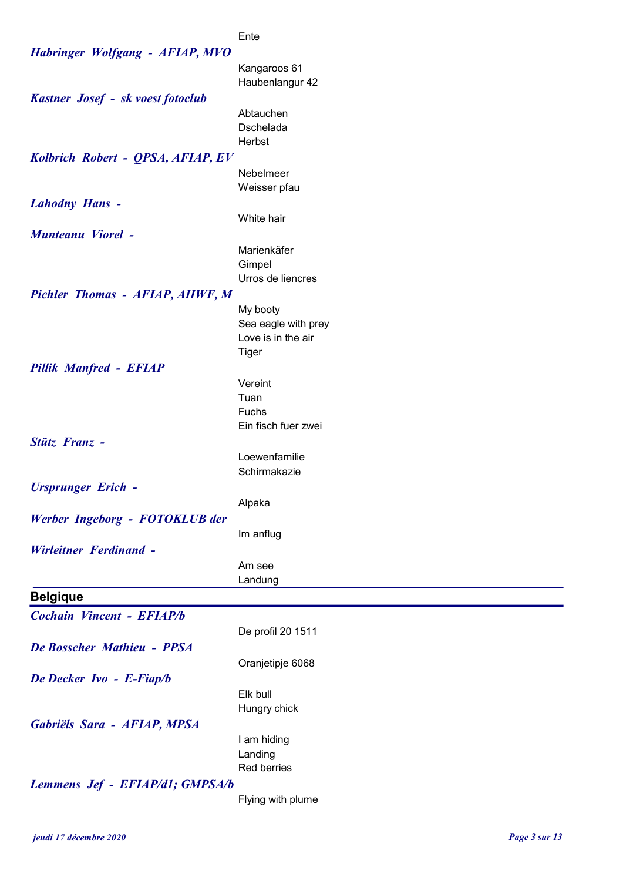Ente

***Habringer Wolfgang - AFIAP, MVO***

Kangaroos 61
Haubenlangur 42

***Kastner Josef - sk voest fotoclub***

Abtauchen
Dschelada
Herbst

***Kolbrich Robert - QPSA, AFIAP, EV***

Nebelmeer
Weisser pfau

***Lahodny Hans -***

White hair

***Munteanu Viorel -***

Marienkäfer
Gimpel
Urros de liencres

***Pichler Thomas - AFIAP, AIIWF, M***

My booty
Sea eagle with prey
Love is in the air
Tiger

***Pillik Manfred - EFIAP***

Vereint
Tuan
Fuchs
Ein fisch fuer zwei

***Stütz Franz -***

Loewenfamilie
Schirmakazie

***Ursprunger Erich -***

Alpaka

***Werber Ingeborg - FOTOKLUB der***

Im anflug

***Wirleitner Ferdinand -***

Am see
Landung

## Belgique

***Cochain Vincent - EFIAP/b***

De profil 20 1511

***De Bosscher Mathieu - PPSA***

Oranjetipje 6068

***De Decker Ivo - E-Fiap/b***

Elk bull
Hungry chick

***Gabriëls Sara - AFIAP, MPSA***

I am hiding
Landing
Red berries

***Lemmens Jef - EFIAP/d1; GMPSA/b***

Flying with plume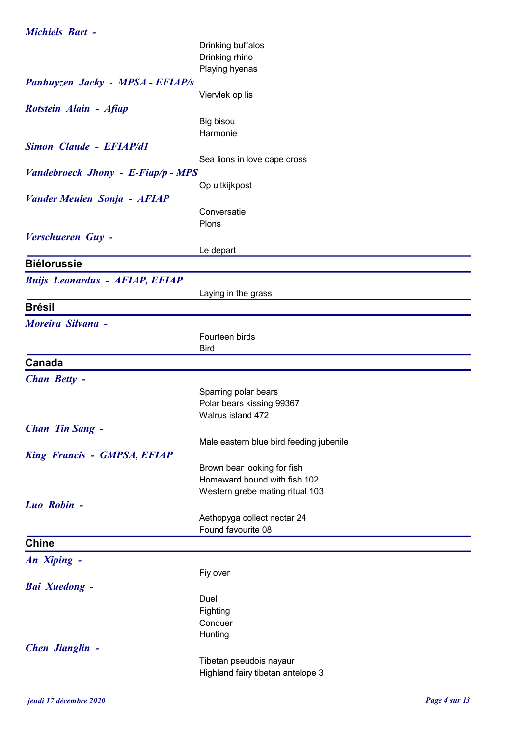*Michiels Bart -*

Drinking buffalos
Drinking rhino
Playing hyenas

*Panhuyzen Jacky - MPSA - EFIAP/s*

Viervlek op lis

*Rotstein Alain - Afiap*

Big bisou
Harmonie

*Simon Claude - EFIAP/d1*

Sea lions in love cape cross

*Vandebroeck Jhony - E-Fiap/p - MPS*

Op uitkijkpost

*Vander Meulen Sonja - AFIAP*

Conversatie
Plons

*Verschueren Guy -*

Le depart

## Biélorussie

*Buijs Leonardus - AFIAP, EFIAP*

Laying in the grass

## Brésil

*Moreira Silvana -*

Fourteen birds
Bird

## Canada

*Chan Betty -*

Sparring polar bears
Polar bears kissing 99367
Walrus island 472

*Chan Tin Sang -*

Male eastern blue bird feeding jubenile

*King Francis - GMPSA, EFIAP*

Brown bear looking for fish
Homeward bound with fish 102
Western grebe mating ritual 103

*Luo Robin -*

Aethopyga collect nectar 24
Found favourite 08

## Chine

*An Xiping -*

Fiy over

*Bai Xuedong -*

Duel
Fighting
Conquer
Hunting

*Chen Jianglin -*

Tibetan pseudois nayaur
Highland fairy tibetan antelope 3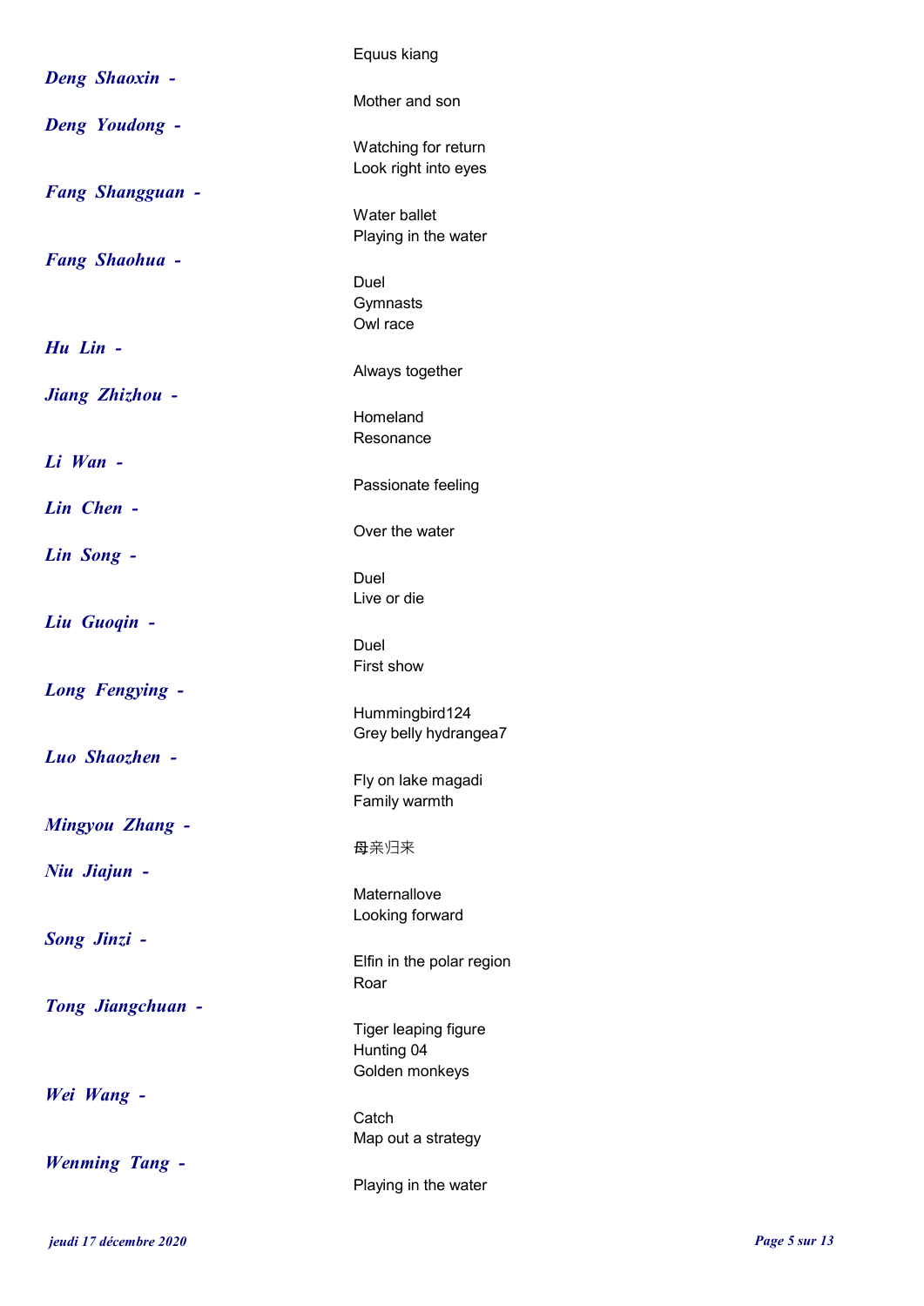Equus kiang

***Deng Shaoxin -***

Mother and son

***Deng Youdong -***

Watching for return
Look right into eyes

***Fang Shangguan -***

Water ballet
Playing in the water

***Fang Shaohua -***

Duel
Gymnasts
Owl race

***Hu Lin -***

Always together

***Jiang Zhizhou -***

Homeland
Resonance

***Li Wan -***

Passionate feeling

***Lin Chen -***

Over the water

***Lin Song -***

Duel
Live or die

***Liu Guoqin -***

Duel
First show

***Long Fengying -***

Hummingbird124
Grey belly hydrangea7

***Luo Shaozhen -***

Fly on lake magadi
Family warmth

***Mingyou Zhang -***

母亲归来

***Niu Jiajun -***

Maternallove
Looking forward

***Song Jinzi -***

Elfin in the polar region
Roar

***Tong Jiangchuan -***

Tiger leaping figure
Hunting 04
Golden monkeys

***Wei Wang -***

Catch
Map out a strategy

***Wenming Tang -***

Playing in the water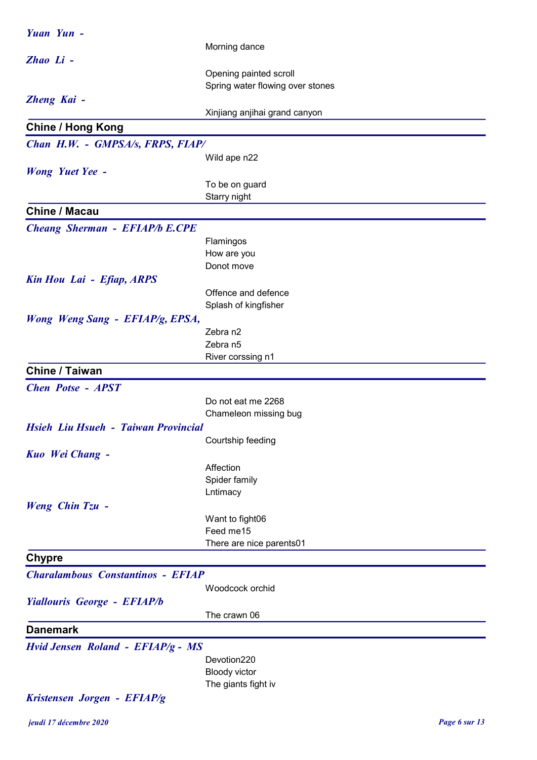*Yuan Yun -*

Morning dance

*Zhao Li -*

Opening painted scroll
Spring water flowing over stones

*Zheng Kai -*

Xinjiang anjihai grand canyon

## Chine / Hong Kong

*Chan H.W. - GMPSA/s, FRPS, FIAP/*

Wild ape n22

*Wong Yuet Yee -*

To be on guard
Starry night

## Chine / Macau

*Cheang Sherman - EFIAP/b E.CPE*

Flamingos
How are you
Donot move

*Kin Hou Lai - Efiap, ARPS*

Offence and defence
Splash of kingfisher

*Wong Weng Sang - EFIAP/g, EPSA,*

Zebra n2
Zebra n5
River corssing n1

## Chine / Taiwan

*Chen Potse - APST*

Do not eat me 2268
Chameleon missing bug

*Hsieh Liu Hsueh - Taiwan Provincial*

Courtship feeding

*Kuo Wei Chang -*

Affection
Spider family
Lntimacy

*Weng Chin Tzu -*

Want to fight06
Feed me15
There are nice parents01

## Chypre

*Charalambous Constantinos - EFIAP*

Woodcock orchid

*Yiallouris George - EFIAP/b*

The crawn 06

## Danemark

*Hvid Jensen Roland - EFIAP/g - MS*

Devotion220
Bloody victor
The giants fight iv

*Kristensen Jorgen - EFIAP/g*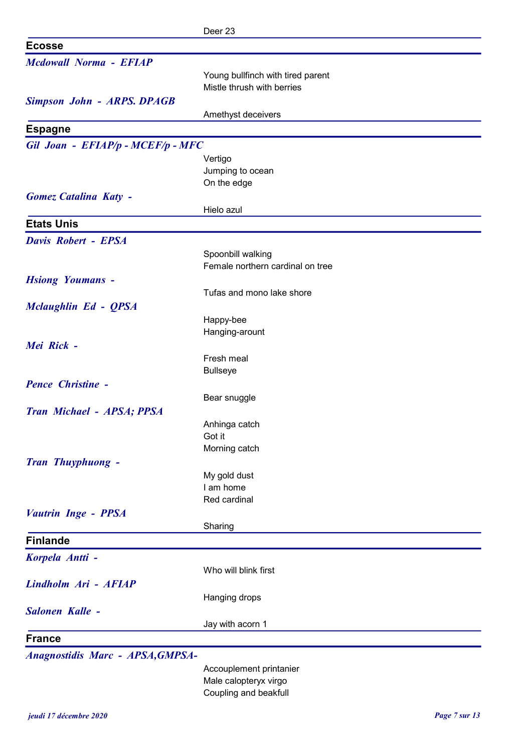Deer 23

## Ecosse

***Mcdowall Norma - EFIAP***

Young bullfinch with tired parent
Mistle thrush with berries

***Simpson John - ARPS. DPAGB***

Amethyst deceivers

## Espagne

***Gil Joan - EFIAP/p - MCEF/p - MFC***

Vertigo
Jumping to ocean
On the edge

***Gomez Catalina Katy -***

Hielo azul

## Etats Unis

***Davis Robert - EPSA***

Spoonbill walking
Female northern cardinal on tree

***Hsiong Youmans -***

Tufas and mono lake shore

***Mclaughlin Ed - QPSA***

Happy-bee
Hanging-arount

***Mei Rick -***

Fresh meal
Bullseye

***Pence Christine -***

Bear snuggle

***Tran Michael - APSA; PPSA***

Anhinga catch
Got it
Morning catch

***Tran Thuyphuong -***

My gold dust
I am home
Red cardinal

***Vautrin Inge - PPSA***

Sharing

## Finlande

***Korpela Antti -***

Who will blink first

***Lindholm Ari - AFIAP***

Hanging drops

***Salonen Kalle -***

Jay with acorn 1

## France

***Anagnostidis Marc - APSA,GMPSA-***

Accouplement printanier
Male calopteryx virgo
Coupling and beakfull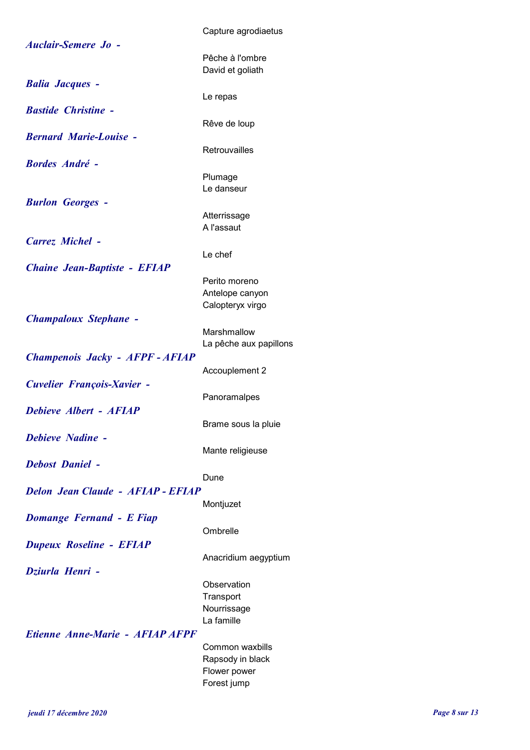Capture agrodiaetus

***Auclair-Semere Jo -***

Pêche à l'ombre
David et goliath

***Balia Jacques -***

Le repas

***Bastide Christine -***

Rêve de loup

***Bernard Marie-Louise -***

Retrouvailles

***Bordes André -***

Plumage
Le danseur

***Burlon Georges -***

Atterrissage
A l'assaut

***Carrez Michel -***

Le chef

***Chaine Jean-Baptiste - EFIAP***

Perito moreno
Antelope canyon
Calopteryx virgo

***Champaloux Stephane -***

Marshmallow
La pêche aux papillons

***Champenois Jacky - AFPF - AFIAP***

Accouplement 2

***Cuvelier François-Xavier -***

Panoramalpes

***Debieve Albert - AFIAP***

Brame sous la pluie

***Debieve Nadine -***

Mante religieuse

***Debost Daniel -***

Dune

***Delon Jean Claude - AFIAP - EFIAP***

Montjuzet

***Domange Fernand - E Fiap***

Ombrelle

***Dupeux Roseline - EFIAP***

Anacridium aegyptium

***Dziurla Henri -***

Observation
Transport
Nourrissage
La famille

***Etienne Anne-Marie - AFIAP AFPF***

Common waxbills
Rapsody in black
Flower power
Forest jump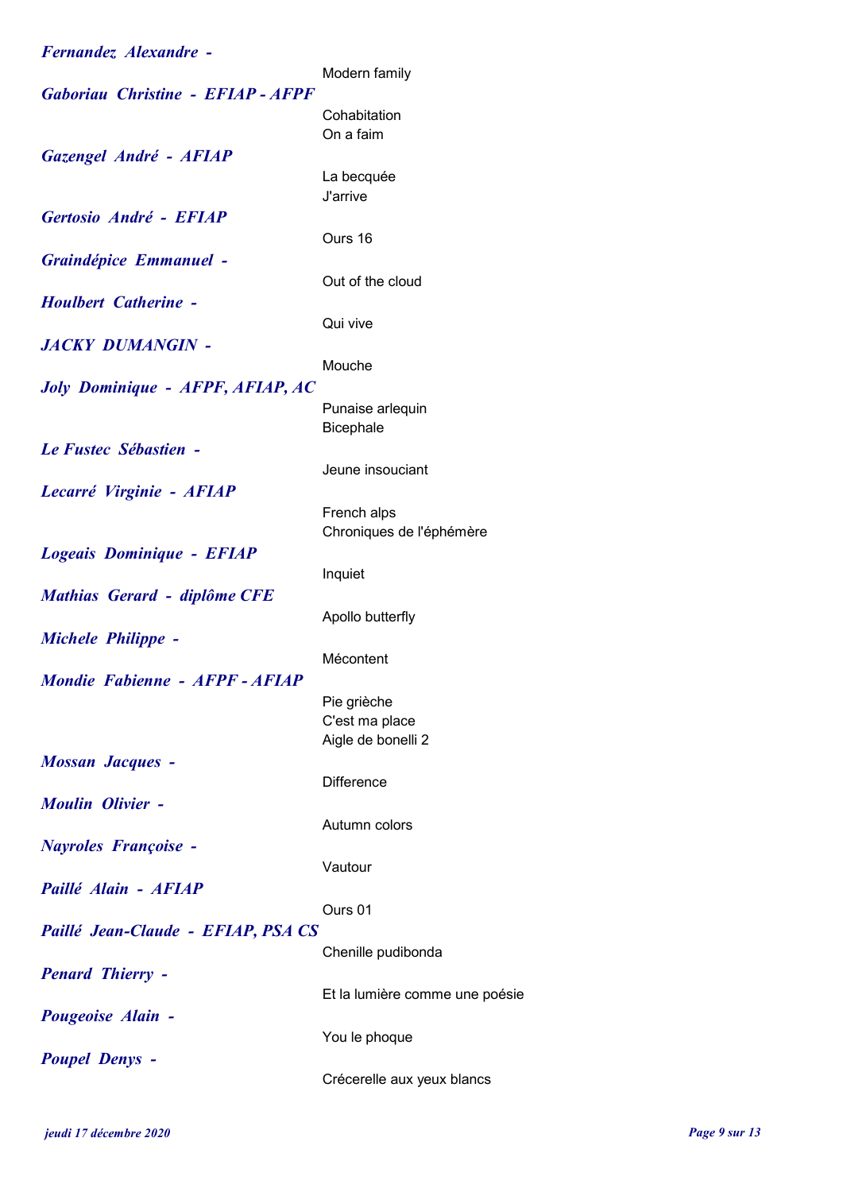***Fernandez Alexandre -***

Modern family

***Gaboriau Christine - EFIAP - AFPF***

Cohabitation
On a faim

***Gazengel André - AFIAP***

La becquée
J'arrive

***Gertosio André - EFIAP***

Ours 16

***Graindépice Emmanuel -***

Out of the cloud

***Houlbert Catherine -***

Qui vive

***JACKY DUMANGIN -***

Mouche

***Joly Dominique - AFPF, AFIAP, AC***

Punaise arlequin
Bicephale

***Le Fustec Sébastien -***

Jeune insouciant

***Lecarré Virginie - AFIAP***

French alps
Chroniques de l'éphémère

***Logeais Dominique - EFIAP***

Inquiet

***Mathias Gerard - diplôme CFE***

Apollo butterfly

***Michele Philippe -***

Mécontent

***Mondie Fabienne - AFPF - AFIAP***

Pie grièche
C'est ma place
Aigle de bonelli 2

***Mossan Jacques -***

Difference

***Moulin Olivier -***

Autumn colors

***Nayroles Françoise -***

Vautour

***Paillé Alain - AFIAP***

Ours 01

***Paillé Jean-Claude - EFIAP, PSA CS***

Chenille pudibonda

***Penard Thierry -***

Et la lumière comme une poésie

***Pougeoise Alain -***

You le phoque

***Poupel Denys -***

Crécerelle aux yeux blancs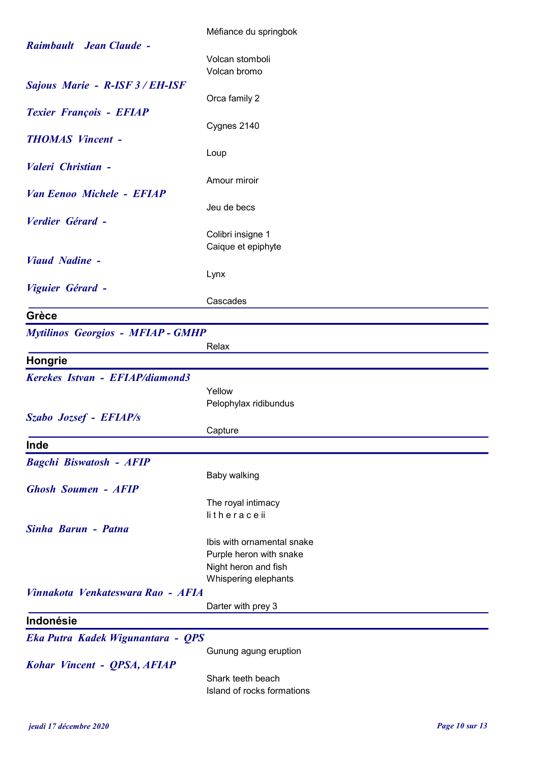Méfiance du springbok

***Raimbault Jean Claude -***

Volcan stomboli
Volcan bromo

***Sajous Marie - R-ISF 3 / EH-ISF***

Orca family 2

***Texier François - EFIAP***

Cygnes 2140

***THOMAS Vincent -***

Loup

***Valeri Christian -***

Amour miroir

***Van Eenoo Michele - EFIAP***

Jeu de becs

***Verdier Gérard -***

Colibri insigne 1
Caique et epiphyte

***Viaud Nadine -***

Lynx

***Viguier Gérard -***

Cascades

## Grèce

***Mytilinos Georgios - MFIAP - GMHP***

Relax

## Hongrie

***Kerekes Istvan - EFIAP/diamond3***

Yellow
Pelophylax ridibundus

***Szabo Jozsef - EFIAP/s***

Capture

## Inde

***Bagchi Biswatosh - AFIP***

Baby walking

***Ghosh Soumen - AFIP***

The royal intimacy
li t h e r a c e ii

***Sinha Barun - Patna***

Ibis with ornamental snake
Purple heron with snake
Night heron and fish
Whispering elephants

***Vinnakota Venkateswara Rao - AFIA***

Darter with prey 3

## Indonésie

***Eka Putra Kadek Wigunantara - QPS***

Gunung agung eruption

***Kohar Vincent - QPSA, AFIAP***

Shark teeth beach
Island of rocks formations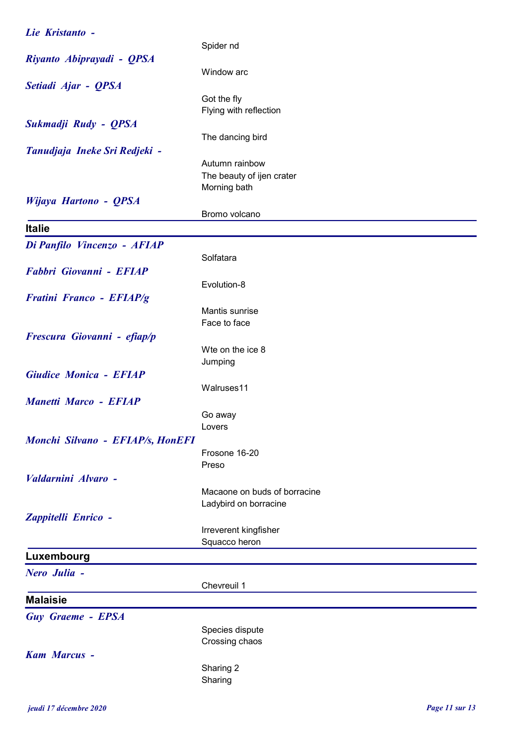*Lie Kristanto -*

Spider nd

*Riyanto Abiprayadi - QPSA*

Window arc

*Setiadi Ajar - QPSA*

Got the fly
Flying with reflection

*Sukmadji Rudy - QPSA*

The dancing bird

*Tanudjaja Ineke Sri Redjeki -*

Autumn rainbow
The beauty of ijen crater
Morning bath

*Wijaya Hartono - QPSA*

Bromo volcano

## Italie

*Di Panfilo Vincenzo - AFIAP*

Solfatara

*Fabbri Giovanni - EFIAP*

Evolution-8

*Fratini Franco - EFIAP/g*

Mantis sunrise
Face to face

*Frescura Giovanni - efiap/p*

Wte on the ice 8
Jumping

*Giudice Monica - EFIAP*

Walruses11

*Manetti Marco - EFIAP*

Go away
Lovers

*Monchi Silvano - EFIAP/s, HonEFI*

Frosone 16-20
Preso

*Valdarnini Alvaro -*

Macaone on buds of borracine
Ladybird on borracine

*Zappitelli Enrico -*

Irreverent kingfisher
Squacco heron

## Luxembourg

*Nero Julia -*

Chevreuil 1

## Malaisie

*Guy Graeme - EPSA*

Species dispute
Crossing chaos

*Kam Marcus -*

Sharing 2
Sharing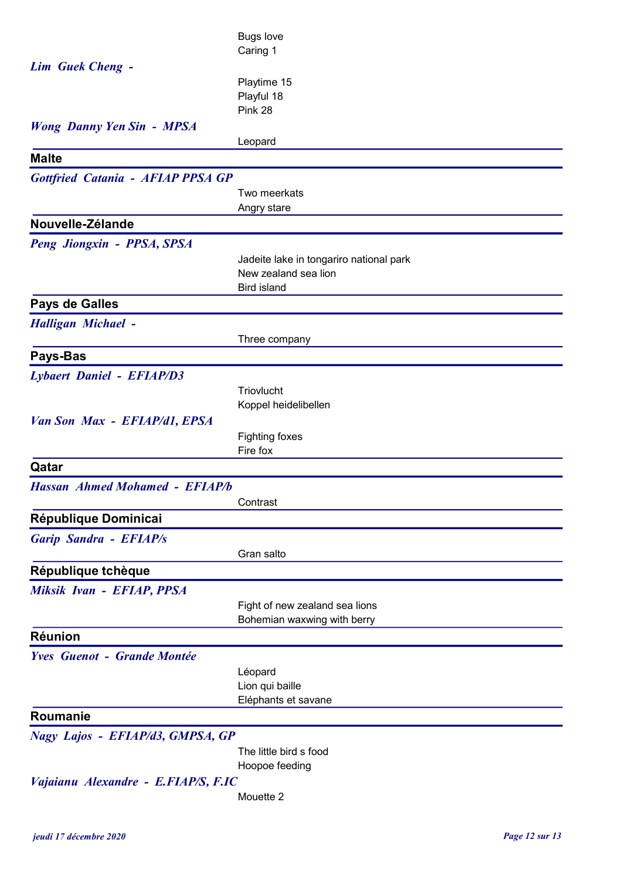Bugs love
Caring 1

*Lim Guek Cheng -*

Playtime 15
Playful 18
Pink 28

*Wong Danny Yen Sin - MPSA*

Leopard

## Malte

*Gottfried Catania - AFIAP PPSA GP*

Two meerkats
Angry stare

## Nouvelle-Zélande

*Peng Jiongxin - PPSA, SPSA*

Jadeite lake in tongariro national park
New zealand sea lion
Bird island

## Pays de Galles

*Halligan Michael -*

Three company

## Pays-Bas

*Lybaert Daniel - EFIAP/D3*

Triovlucht
Koppel heidelibellen

*Van Son Max - EFIAP/d1, EPSA*

Fighting foxes
Fire fox

## Qatar

*Hassan Ahmed Mohamed - EFIAP/b*

Contrast

## République Dominicai

*Garip Sandra - EFIAP/s*

Gran salto

## République tchèque

*Miksik Ivan - EFIAP, PPSA*

Fight of new zealand sea lions
Bohemian waxwing with berry

## Réunion

*Yves Guenot - Grande Montée*

Léopard
Lion qui baille
Eléphants et savane

## Roumanie

*Nagy Lajos - EFIAP/d3, GMPSA, GP*

The little bird s food
Hoopoe feeding

*Vajaianu Alexandre - E.FIAP/S, F.IC*

Mouette 2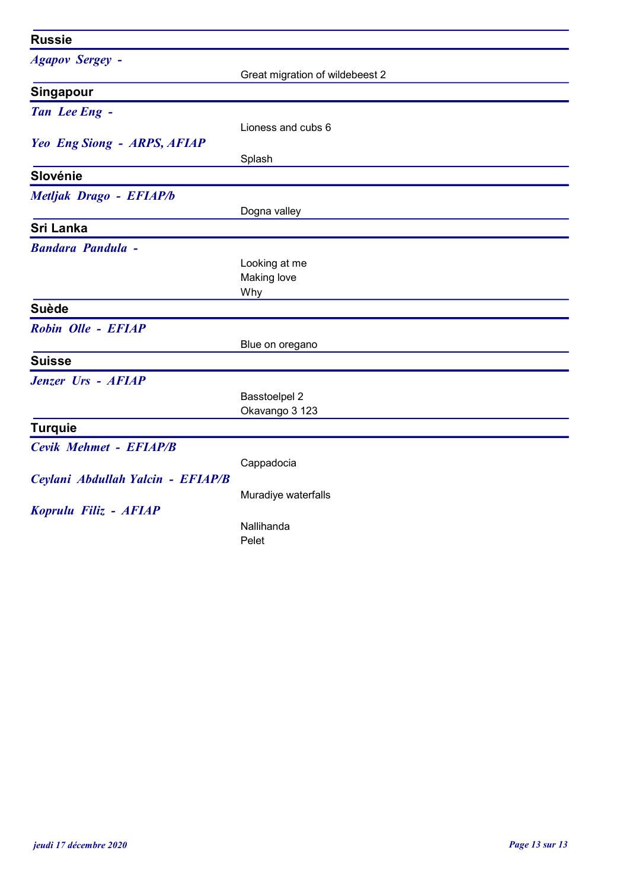## Russie

***Agapov Sergey -***

Great migration of wildebeest 2

## Singapour

***Tan Lee Eng -***

Lioness and cubs 6

***Yeo Eng Siong - ARPS, AFIAP***

Splash

## Slovénie

***Metljak Drago - EFIAP/b***

Dogna valley

## Sri Lanka

***Bandara Pandula -***

Looking at me
Making love
Why

## Suède

***Robin Olle - EFIAP***

Blue on oregano

## Suisse

***Jenzer Urs - AFIAP***

Basstoelpel 2
Okavango 3 123

## Turquie

***Cevik Mehmet - EFIAP/B***

Cappadocia

***Ceylani Abdullah Yalcin - EFIAP/B***

Muradiye waterfalls

***Koprulu Filiz - AFIAP***

Nallihanda
Pelet